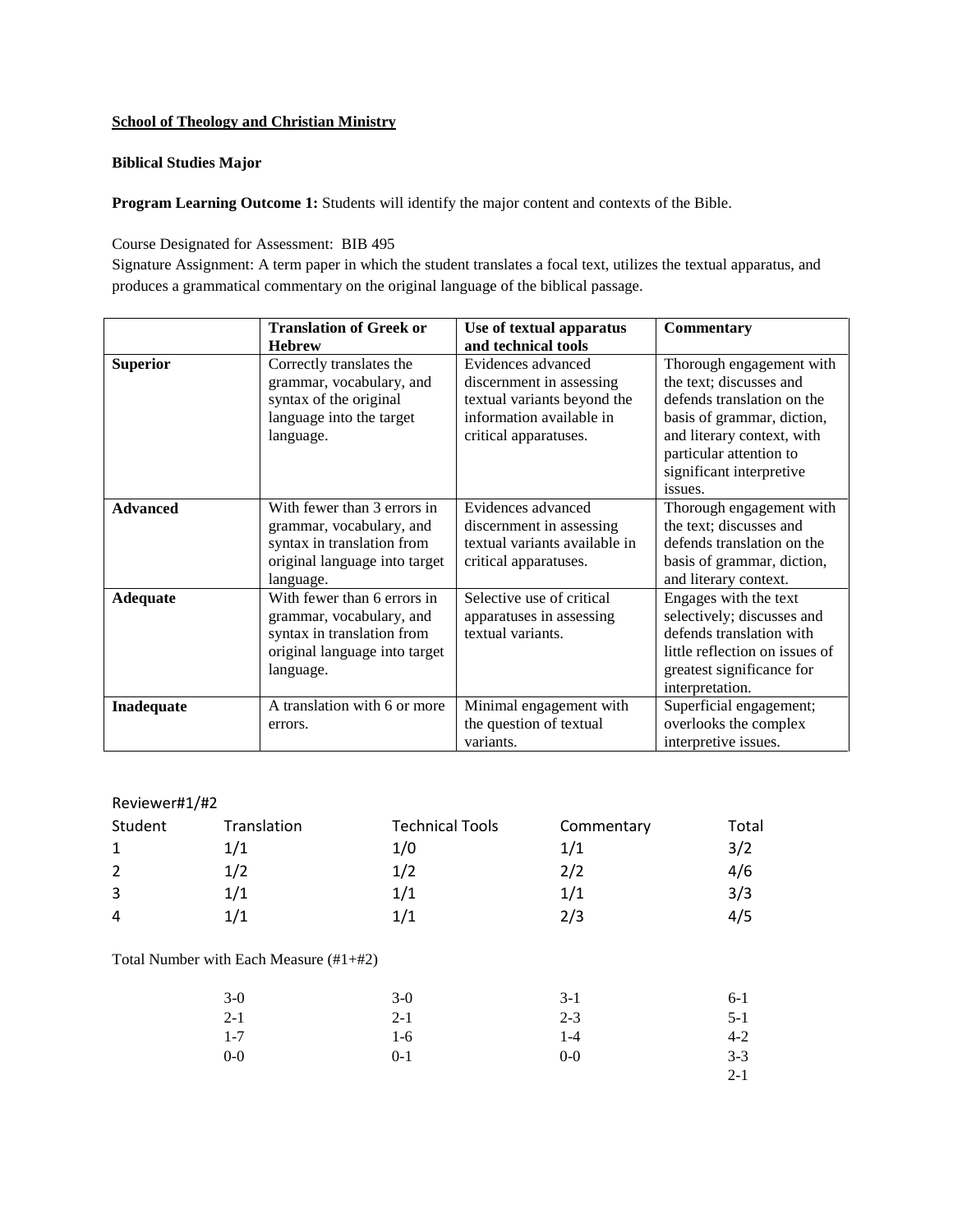**School of Theology and Christian Ministry**

**Biblical Studies Major**

**Program Learning Outcome 1:** Students will identify the major content and contexts of the Bible.

Course Designated for Assessment: BIB 495
Signature Assignment: A term paper in which the student translates a focal text, utilizes the textual apparatus, and produces a grammatical commentary on the original language of the biblical passage.

| | **Translation of Greek or Hebrew** | **Use of textual apparatus and technical tools** | **Commentary** |
|---|---|---|---|
| **Superior** | Correctly translates the grammar, vocabulary, and syntax of the original language into the target language. | Evidences advanced discernment in assessing textual variants beyond the information available in critical apparatuses. | Thorough engagement with the text; discusses and defends translation on the basis of grammar, diction, and literary context, with particular attention to significant interpretive issues. |
| **Advanced** | With fewer than 3 errors in grammar, vocabulary, and syntax in translation from original language into target language. | Evidences advanced discernment in assessing textual variants available in critical apparatuses. | Thorough engagement with the text; discusses and defends translation on the basis of grammar, diction, and literary context. |
| **Adequate** | With fewer than 6 errors in grammar, vocabulary, and syntax in translation from original language into target language. | Selective use of critical apparatuses in assessing textual variants. | Engages with the text selectively; discusses and defends translation with little reflection on issues of greatest significance for interpretation. |
| **Inadequate** | A translation with 6 or more errors. | Minimal engagement with the question of textual variants. | Superficial engagement; overlooks the complex interpretive issues. |

Reviewer#1/#2

| Student | Translation | Technical Tools | Commentary | Total |
|---|---|---|---|---|
| 1 | 1/1 | 1/0 | 1/1 | 3/2 |
| 2 | 1/2 | 1/2 | 2/2 | 4/6 |
| 3 | 1/1 | 1/1 | 1/1 | 3/3 |
| 4 | 1/1 | 1/1 | 2/3 | 4/5 |

Total Number with Each Measure (#1+#2)

| | Translation | Technical Tools | Commentary | Total |
|---|---|---|---|---|
| | 3-0 | 3-0 | 3-1 | 6-1 |
| | 2-1 | 2-1 | 2-3 | 5-1 |
| | 1-7 | 1-6 | 1-4 | 4-2 |
| | 0-0 | 0-1 | 0-0 | 3-3 |
| | | | | 2-1 |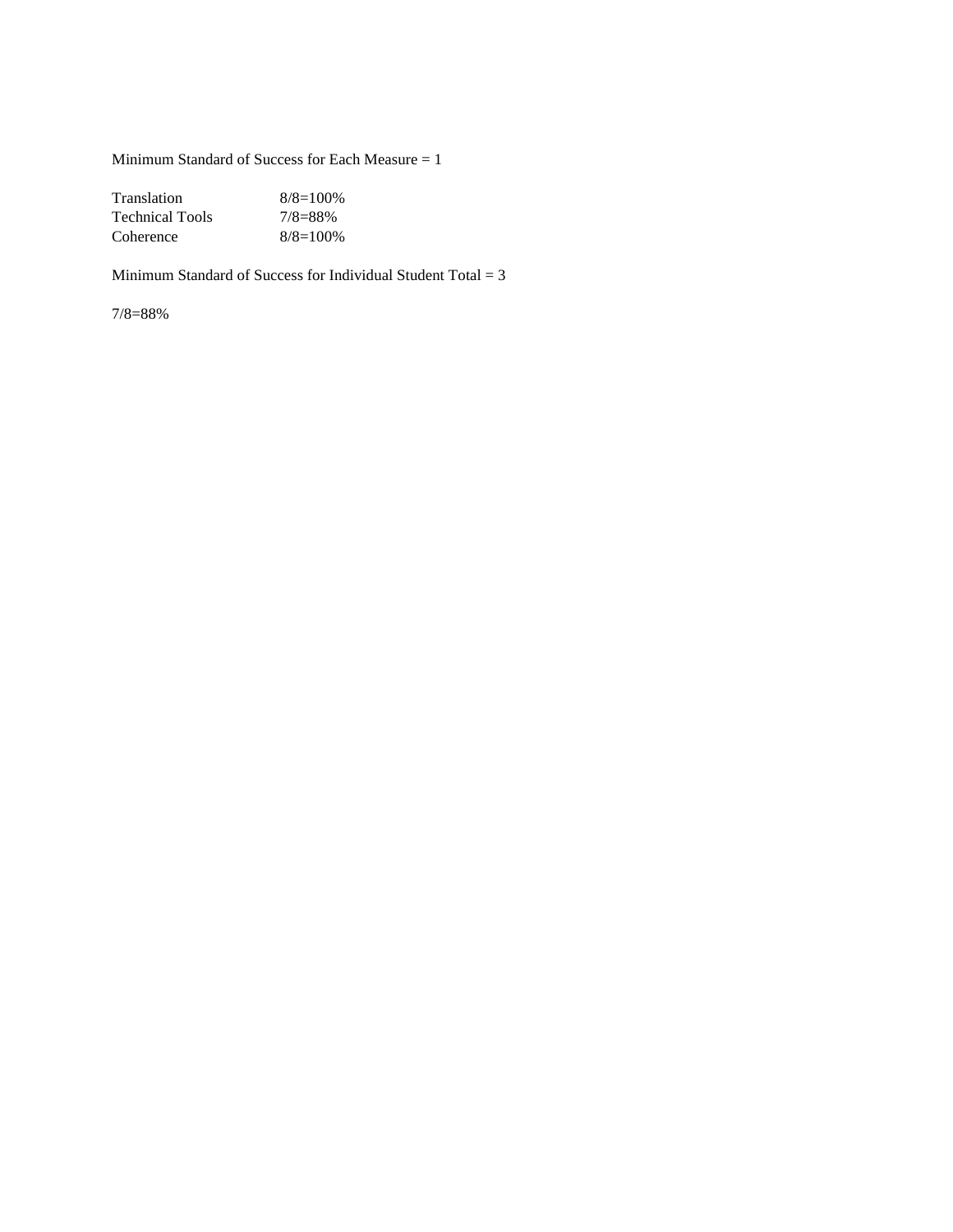Minimum Standard of Success for Each Measure = 1

| | |
|---|---|
| Translation | 8/8=100% |
| Technical Tools | 7/8=88% |
| Coherence | 8/8=100% |

Minimum Standard of Success for Individual Student Total = 3

7/8=88%